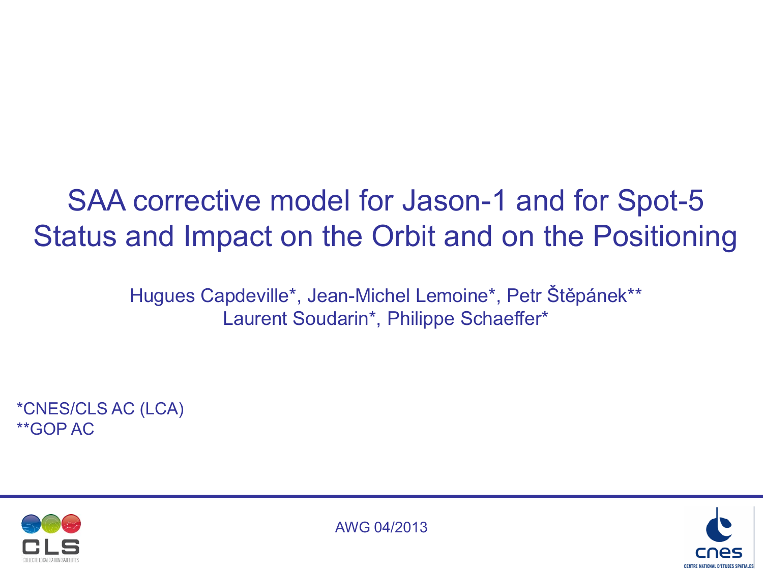# SAA corrective model for Jason-1 and for Spot-5 Status and Impact on the Orbit and on the Positioning

Hugues Capdeville*, Jean-Michel Lemoine*, Petr Štěpánek**
Laurent Soudarin*, Philippe Schaeffer*

*CNES/CLS AC (LCA)
**GOP AC

AWG 04/2013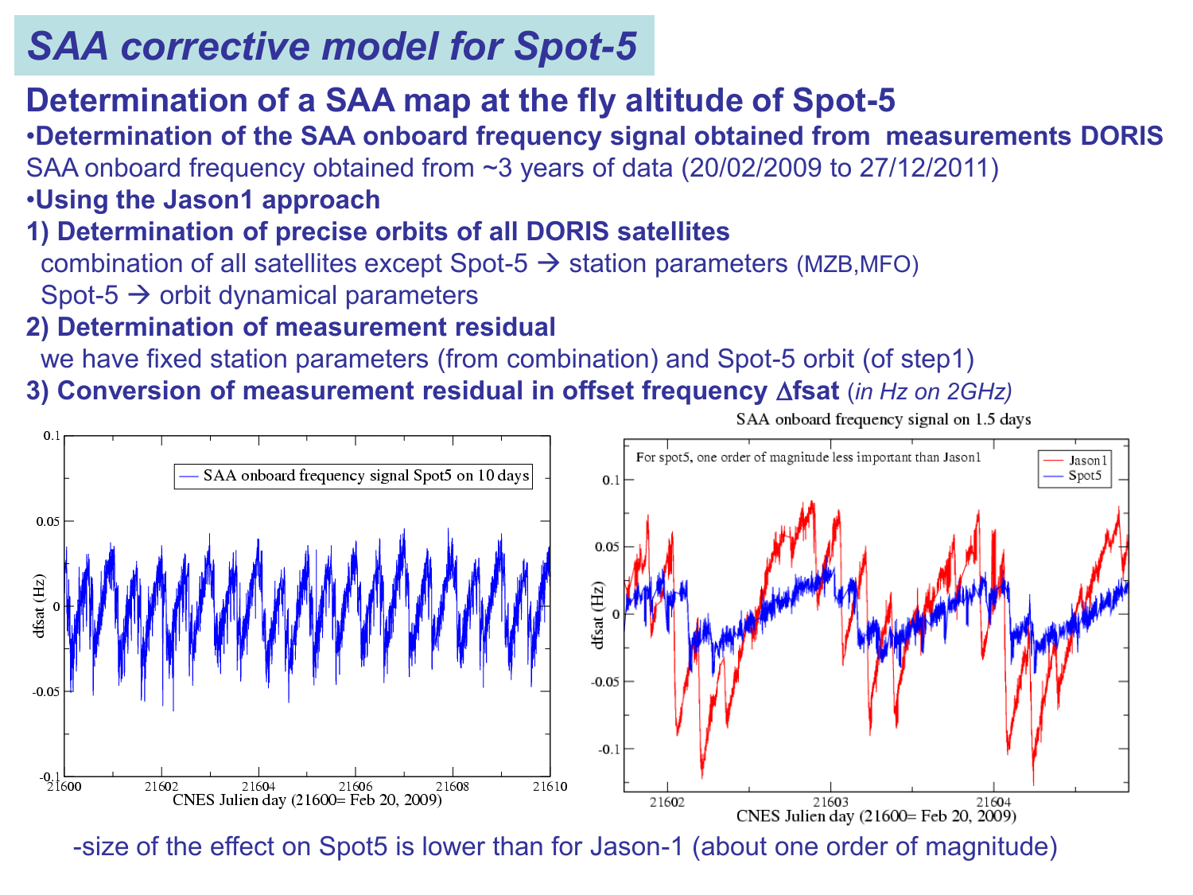# SAA corrective model for Spot-5

## Determination of a SAA map at the fly altitude of Spot-5

- **Determination of the SAA onboard frequency signal obtained from measurements DORIS**

SAA onboard frequency obtained from ~3 years of data (20/02/2009 to 27/12/2011)

- **Using the Jason1 approach**

**1) Determination of precise orbits of all DORIS satellites**

combination of all satellites except Spot-5 → station parameters (MZB,MFO)

Spot-5 → orbit dynamical parameters

**2) Determination of measurement residual**

we have fixed station parameters (from combination) and Spot-5 orbit (of step1)

**3) Conversion of measurement residual in offset frequency $\Delta$fsat** *(in Hz on 2GHz)*

-size of the effect on Spot5 is lower than for Jason-1 (about one order of magnitude)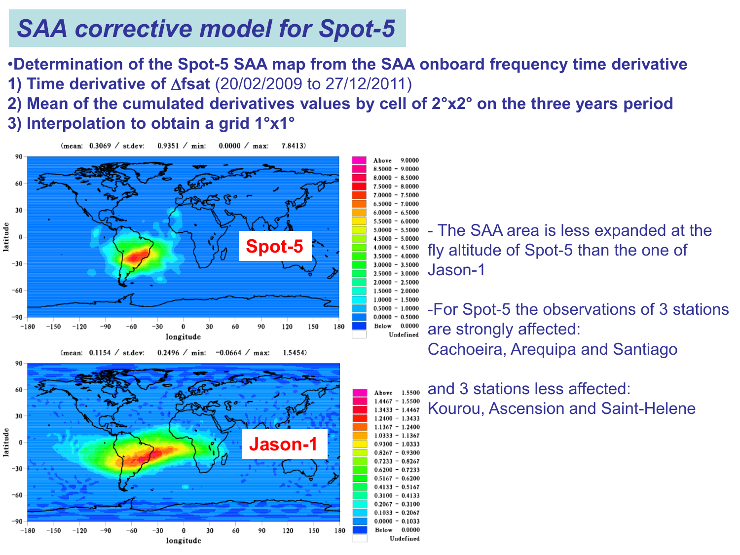# *SAA corrective model for Spot-5*

- **Determination of the Spot-5 SAA map from the SAA onboard frequency time derivative**

**1) Time derivative of $\Delta$fsat** (20/02/2009 to 27/12/2011)

**2) Mean of the cumulated derivatives values by cell of 2°x2° on the three years period**

**3) Interpolation to obtain a grid 1°x1°**

(mean: 0.3069 / st.dev: 0.9351 / min: 0.0000 / max: 7.8413)

Spot-5

(mean: 0.1154 / st.dev: 0.2496 / min: −0.0664 / max: 1.5454)

Jason-1

- The SAA area is less expanded at the fly altitude of Spot-5 than the one of Jason-1

- For Spot-5 the observations of 3 stations are strongly affected: Cachoeira, Arequipa and Santiago

and 3 stations less affected: Kourou, Ascension and Saint-Helene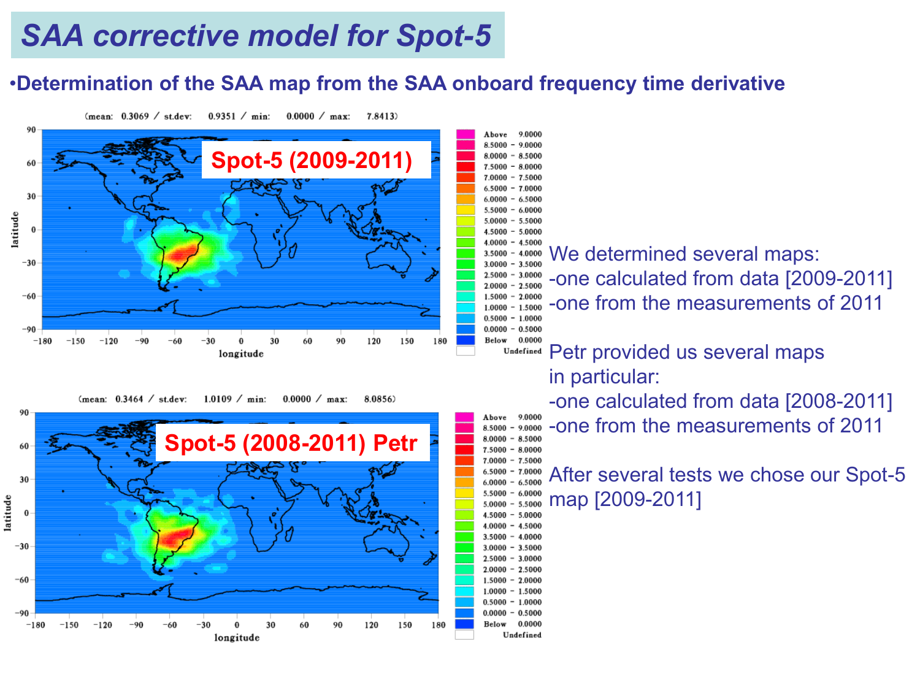# SAA corrective model for Spot-5

- **Determination of the SAA map from the SAA onboard frequency time derivative**

(mean: 0.3069 / st.dev: 0.9351 / min: 0.0000 / max: 7.8413)

**Spot-5 (2009-2011)**

(mean: 0.3464 / st.dev: 1.0109 / min: 0.0000 / max: 8.0856)

**Spot-5 (2008-2011) Petr**

We determined several maps:
- one calculated from data [2009-2011]
- one from the measurements of 2011

Petr provided us several maps in particular:
- one calculated from data [2008-2011]
- one from the measurements of 2011

After several tests we chose our Spot-5 map [2009-2011]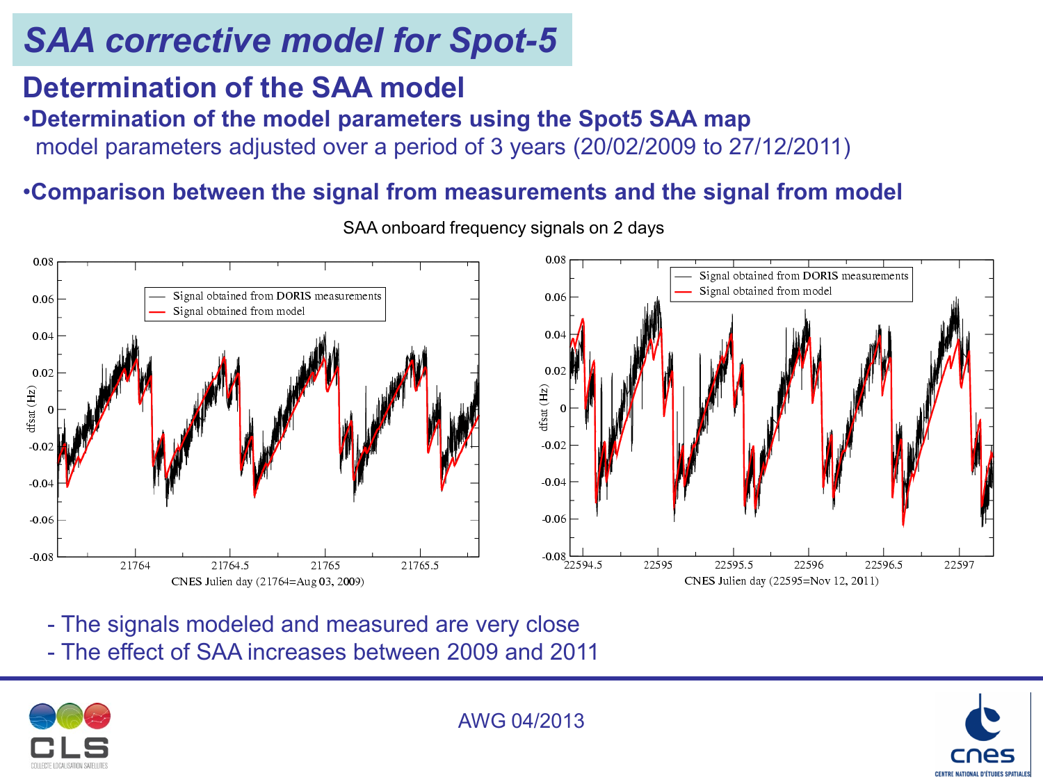# SAA corrective model for Spot-5

## Determination of the SAA model

- **Determination of the model parameters using the Spot5 SAA map**
  model parameters adjusted over a period of 3 years (20/02/2009 to 27/12/2011)

- **Comparison between the signal from measurements and the signal from model**

SAA onboard frequency signals on 2 days

- The signals modeled and measured are very close
- The effect of SAA increases between 2009 and 2011

AWG 04/2013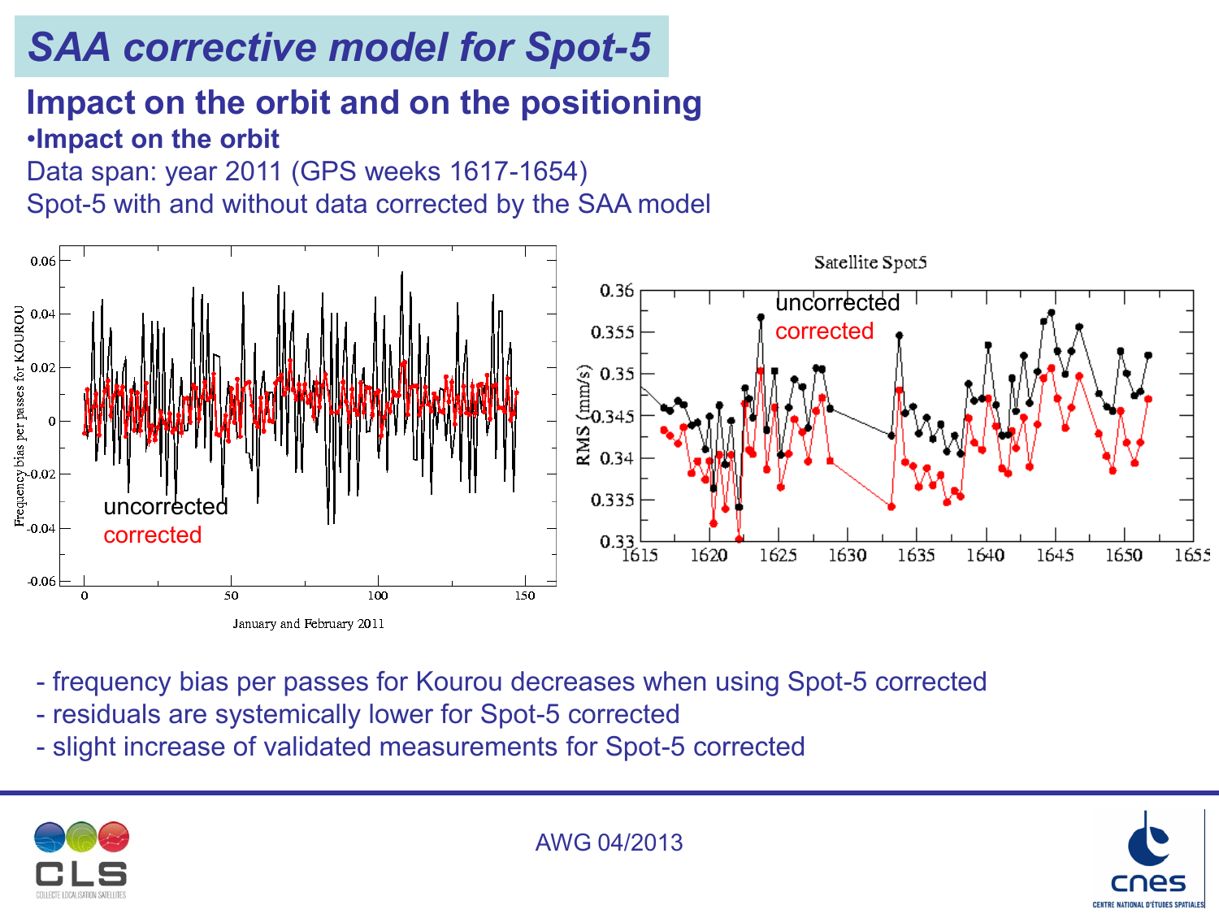# SAA corrective model for Spot-5

## Impact on the orbit and on the positioning

- **Impact on the orbit**

Data span: year 2011 (GPS weeks 1617-1654)

Spot-5 with and without data corrected by the SAA model

- frequency bias per passes for Kourou decreases when using Spot-5 corrected
- residuals are systemically lower for Spot-5 corrected
- slight increase of validated measurements for Spot-5 corrected

AWG 04/2013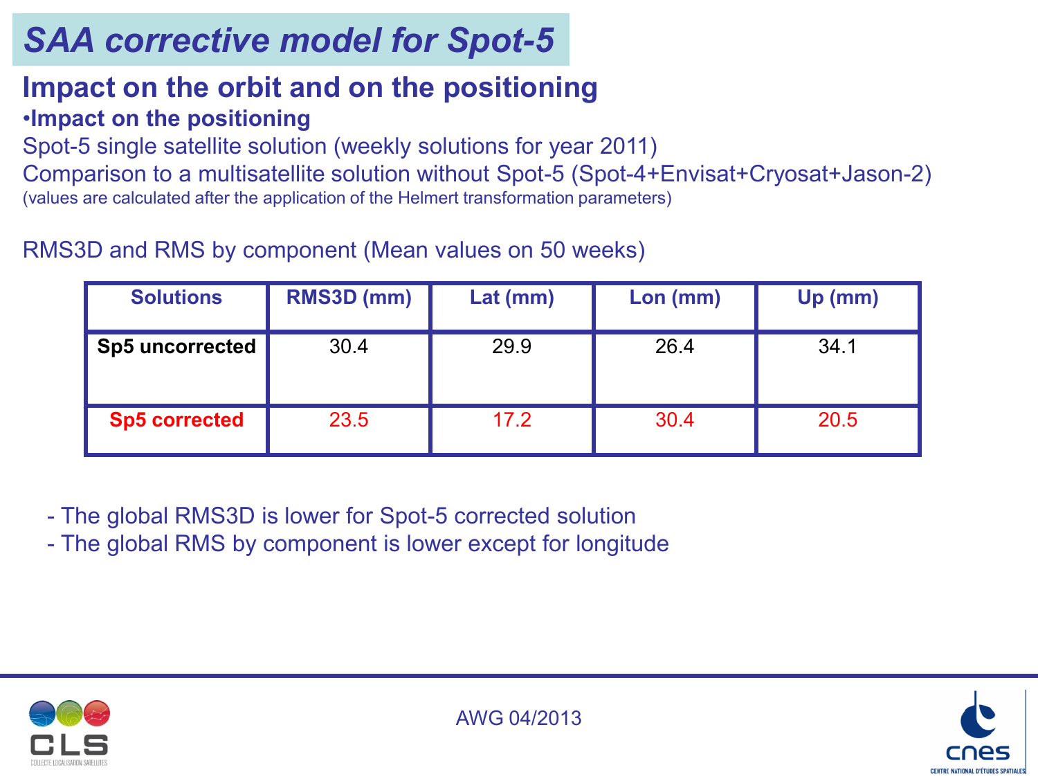# *SAA corrective model for Spot-5*

## Impact on the orbit and on the positioning

**•Impact on the positioning**

Spot-5 single satellite solution (weekly solutions for year 2011)

Comparison to a multisatellite solution without Spot-5 (Spot-4+Envisat+Cryosat+Jason-2)

(values are calculated after the application of the Helmert transformation parameters)

RMS3D and RMS by component (Mean values on 50 weeks)

| Solutions | RMS3D (mm) | Lat (mm) | Lon (mm) | Up (mm) |
|---|---|---|---|---|
| **Sp5 uncorrected** | 30.4 | 29.9 | 26.4 | 34.1 |
| **Sp5 corrected** | 23.5 | 17.2 | 30.4 | 20.5 |

- The global RMS3D is lower for Spot-5 corrected solution
- The global RMS by component is lower except for longitude

AWG 04/2013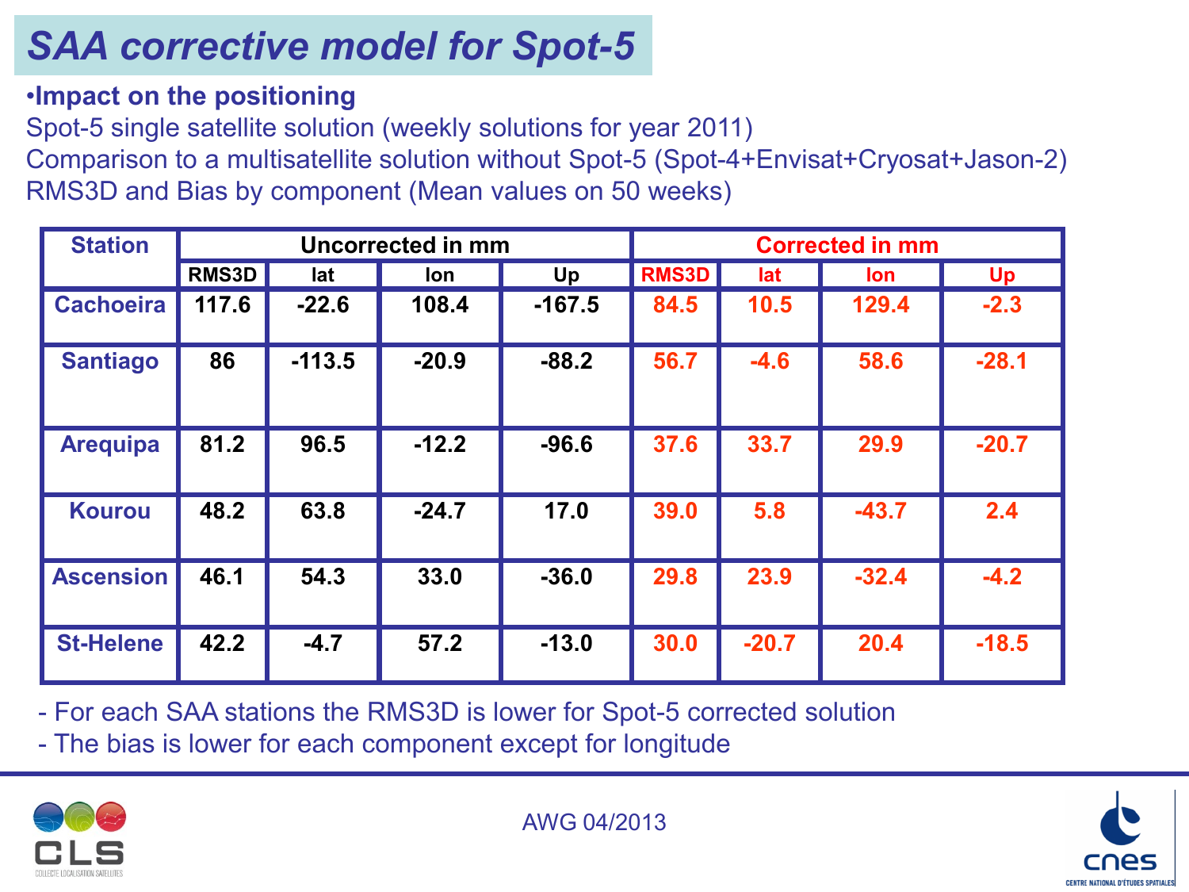# SAA corrective model for Spot-5

- **Impact on the positioning**

Spot-5 single satellite solution (weekly solutions for year 2011)

Comparison to a multisatellite solution without Spot-5 (Spot-4+Envisat+Cryosat+Jason-2)

RMS3D and Bias by component (Mean values on 50 weeks)

| Station | Uncorrected in mm | | | | Corrected in mm | | | |
|---|---|---|---|---|---|---|---|---|
| | RMS3D | lat | lon | Up | RMS3D | lat | lon | Up |
| Cachoeira | 117.6 | -22.6 | 108.4 | -167.5 | 84.5 | 10.5 | 129.4 | -2.3 |
| Santiago | 86 | -113.5 | -20.9 | -88.2 | 56.7 | -4.6 | 58.6 | -28.1 |
| Arequipa | 81.2 | 96.5 | -12.2 | -96.6 | 37.6 | 33.7 | 29.9 | -20.7 |
| Kourou | 48.2 | 63.8 | -24.7 | 17.0 | 39.0 | 5.8 | -43.7 | 2.4 |
| Ascension | 46.1 | 54.3 | 33.0 | -36.0 | 29.8 | 23.9 | -32.4 | -4.2 |
| St-Helene | 42.2 | -4.7 | 57.2 | -13.0 | 30.0 | -20.7 | 20.4 | -18.5 |

- For each SAA stations the RMS3D is lower for Spot-5 corrected solution
- The bias is lower for each component except for longitude

AWG 04/2013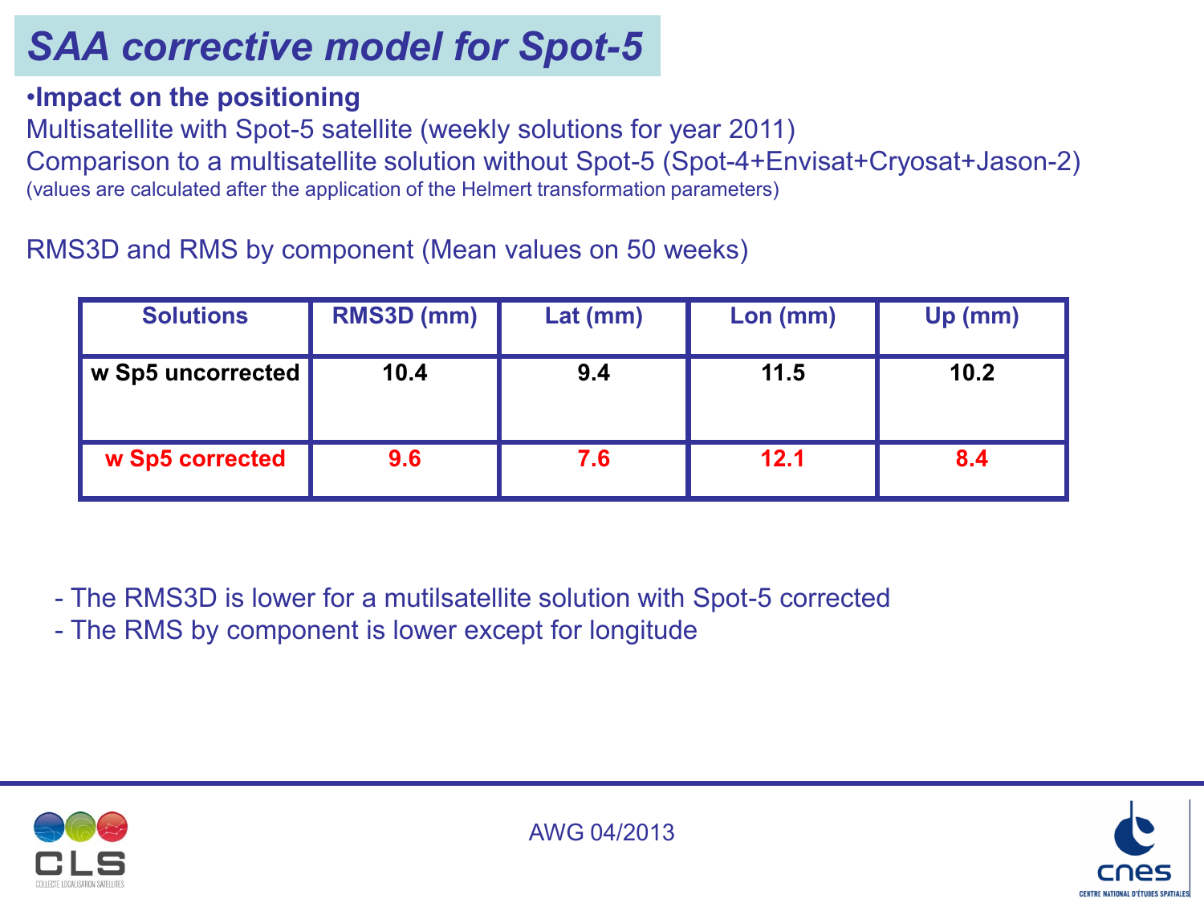# SAA corrective model for Spot-5

•**Impact on the positioning**

Multisatellite with Spot-5 satellite (weekly solutions for year 2011)

Comparison to a multisatellite solution without Spot-5 (Spot-4+Envisat+Cryosat+Jason-2)

(values are calculated after the application of the Helmert transformation parameters)

RMS3D and RMS by component (Mean values on 50 weeks)

| Solutions | RMS3D (mm) | Lat (mm) | Lon (mm) | Up (mm) |
|---|---|---|---|---|
| w Sp5 uncorrected | 10.4 | 9.4 | 11.5 | 10.2 |
| w Sp5 corrected | 9.6 | 7.6 | 12.1 | 8.4 |

- The RMS3D is lower for a mutilsatellite solution with Spot-5 corrected
- The RMS by component is lower except for longitude

AWG 04/2013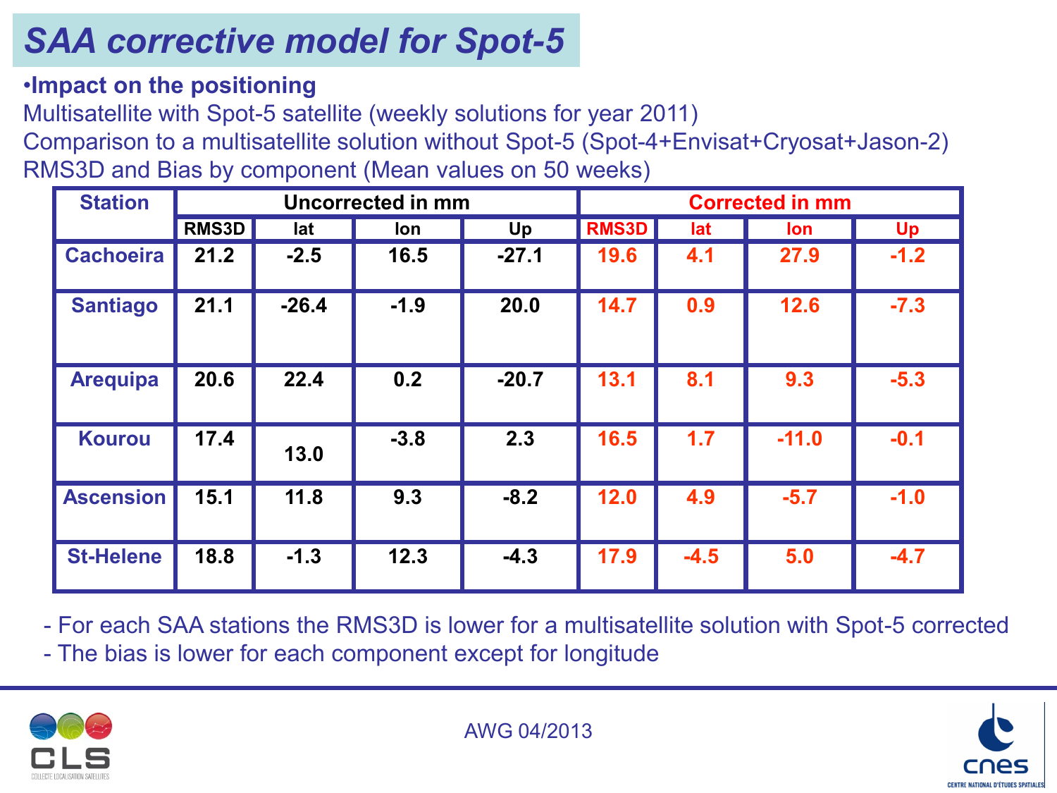# SAA corrective model for Spot-5

- **Impact on the positioning**

Multisatellite with Spot-5 satellite (weekly solutions for year 2011)

Comparison to a multisatellite solution without Spot-5 (Spot-4+Envisat+Cryosat+Jason-2)

RMS3D and Bias by component (Mean values on 50 weeks)

| Station | Uncorrected in mm | | | | Corrected in mm | | | |
|---|---|---|---|---|---|---|---|---|
| | RMS3D | lat | lon | Up | RMS3D | lat | lon | Up |
| Cachoeira | 21.2 | -2.5 | 16.5 | -27.1 | 19.6 | 4.1 | 27.9 | -1.2 |
| Santiago | 21.1 | -26.4 | -1.9 | 20.0 | 14.7 | 0.9 | 12.6 | -7.3 |
| Arequipa | 20.6 | 22.4 | 0.2 | -20.7 | 13.1 | 8.1 | 9.3 | -5.3 |
| Kourou | 17.4 | 13.0 | -3.8 | 2.3 | 16.5 | 1.7 | -11.0 | -0.1 |
| Ascension | 15.1 | 11.8 | 9.3 | -8.2 | 12.0 | 4.9 | -5.7 | -1.0 |
| St-Helene | 18.8 | -1.3 | 12.3 | -4.3 | 17.9 | -4.5 | 5.0 | -4.7 |

- For each SAA stations the RMS3D is lower for a multisatellite solution with Spot-5 corrected
- The bias is lower for each component except for longitude

AWG 04/2013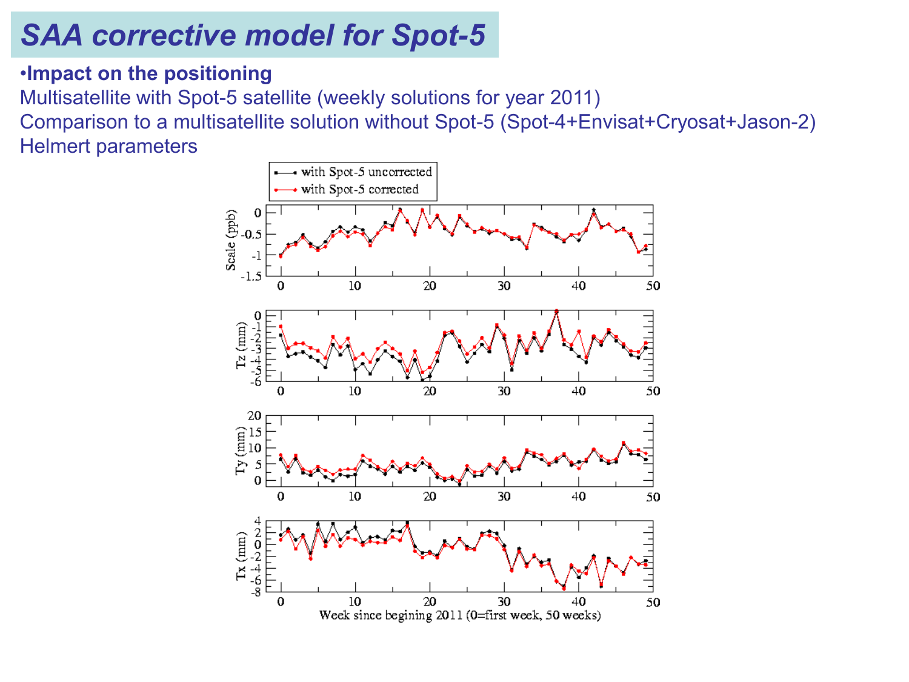# SAA corrective model for Spot-5

- **Impact on the positioning**

Multisatellite with Spot-5 satellite (weekly solutions for year 2011)

Comparison to a multisatellite solution without Spot-5 (Spot-4+Envisat+Cryosat+Jason-2)

Helmert parameters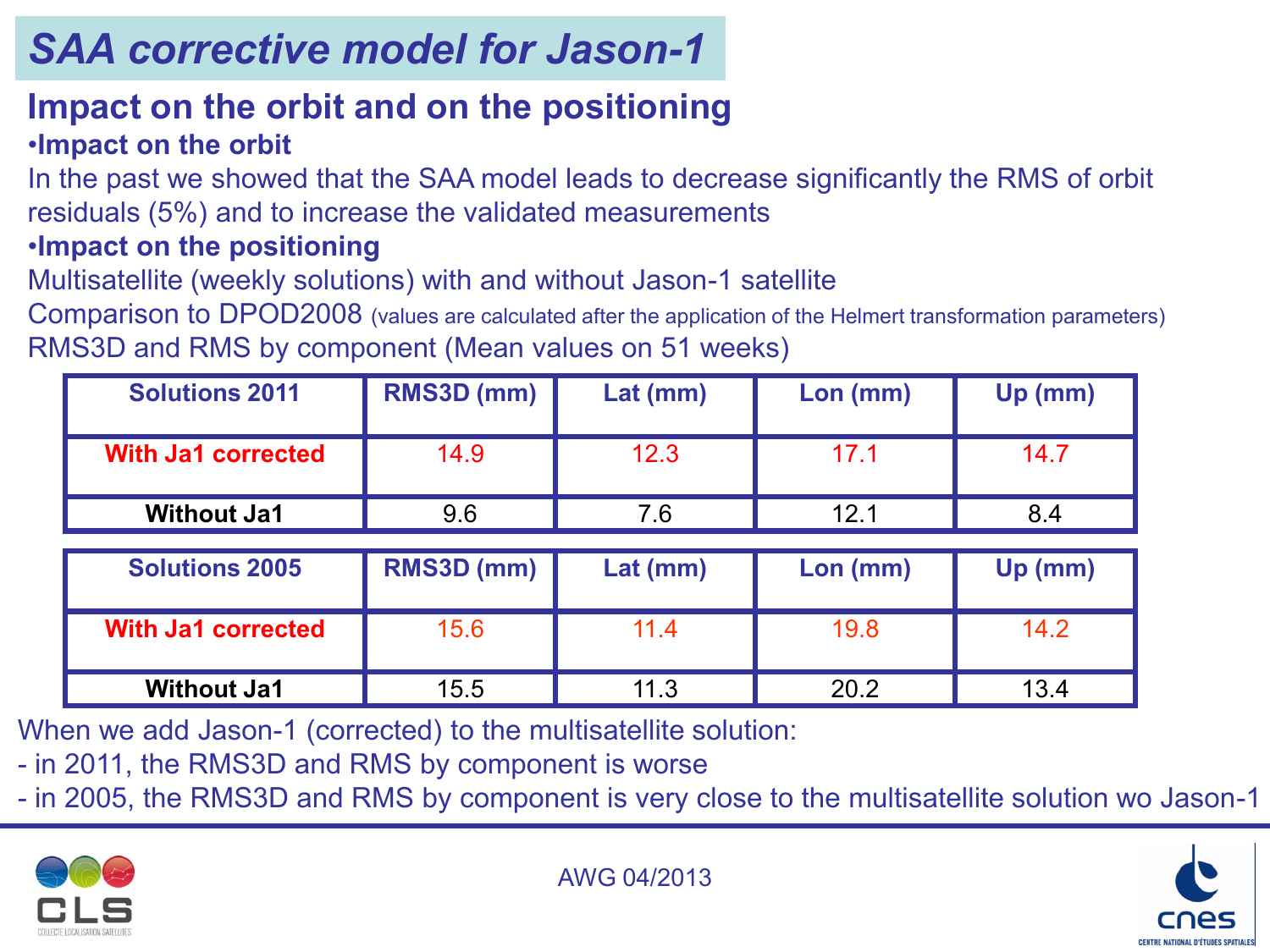# SAA corrective model for Jason-1

## Impact on the orbit and on the positioning

**•Impact on the orbit**

In the past we showed that the SAA model leads to decrease significantly the RMS of orbit residuals (5%) and to increase the validated measurements

**•Impact on the positioning**

Multisatellite (weekly solutions) with and without Jason-1 satellite

Comparison to DPOD2008 (values are calculated after the application of the Helmert transformation parameters)

RMS3D and RMS by component (Mean values on 51 weeks)

| Solutions 2011 | RMS3D (mm) | Lat (mm) | Lon (mm) | Up (mm) |
|---|---|---|---|---|
| With Ja1 corrected | 14.9 | 12.3 | 17.1 | 14.7 |
| Without Ja1 | 9.6 | 7.6 | 12.1 | 8.4 |

| Solutions 2005 | RMS3D (mm) | Lat (mm) | Lon (mm) | Up (mm) |
|---|---|---|---|---|
| With Ja1 corrected | 15.6 | 11.4 | 19.8 | 14.2 |
| Without Ja1 | 15.5 | 11.3 | 20.2 | 13.4 |

When we add Jason-1 (corrected) to the multisatellite solution:

- in 2011, the RMS3D and RMS by component is worse
- in 2005, the RMS3D and RMS by component is very close to the multisatellite solution wo Jason-1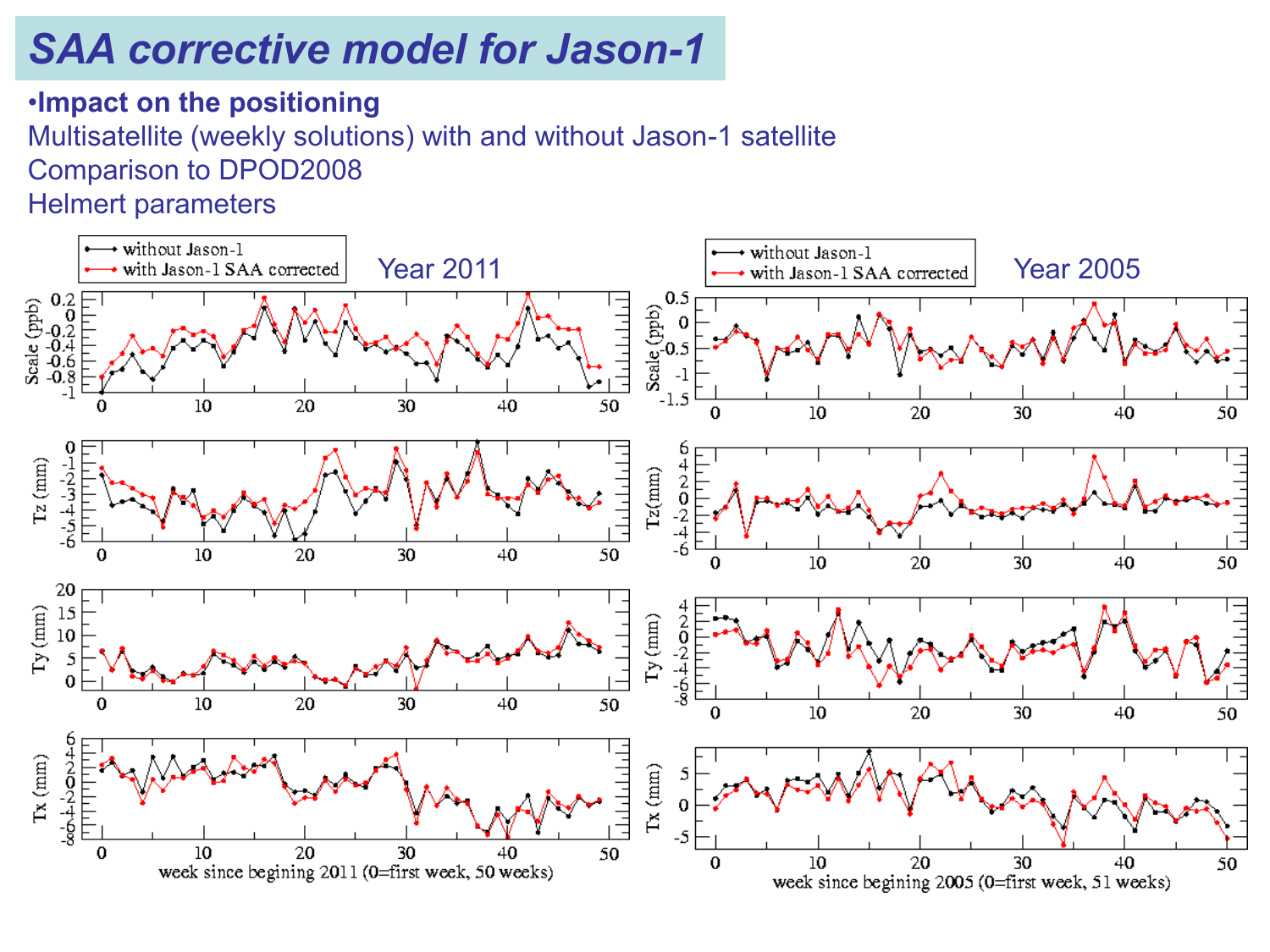# SAA corrective model for Jason-1

- **Impact on the positioning**

Multisatellite (weekly solutions) with and without Jason-1 satellite
Comparison to DPOD2008
Helmert parameters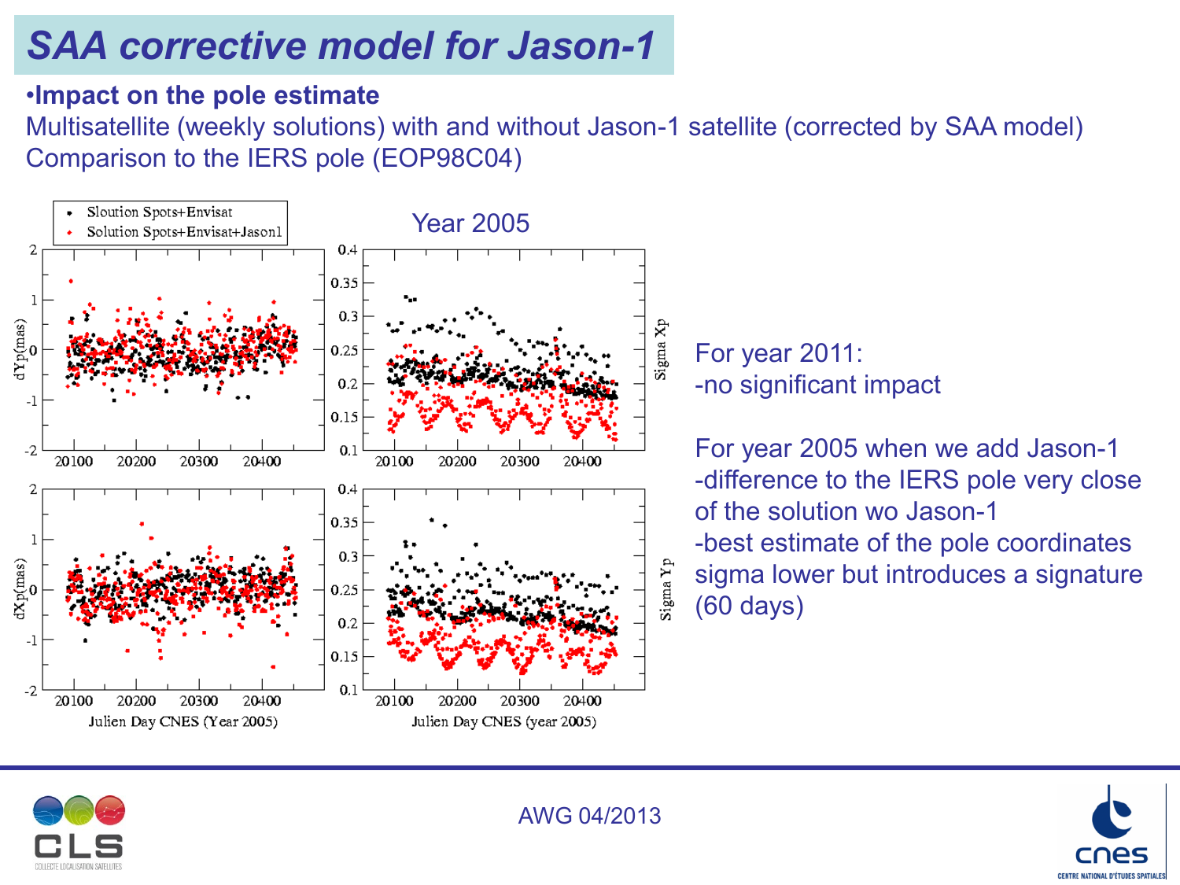# SAA corrective model for Jason-1

•**Impact on the pole estimate**

Multisatellite (weekly solutions) with and without Jason-1 satellite (corrected by SAA model)

Comparison to the IERS pole (EOP98C04)

Year 2005

- Slootion Spots+Envisat
- Solution Spots+Envisat+Jason1

For year 2011:

-no significant impact

For year 2005 when we add Jason-1

-difference to the IERS pole very close of the solution wo Jason-1

-best estimate of the pole coordinates sigma lower but introduces a signature (60 days)

AWG 04/2013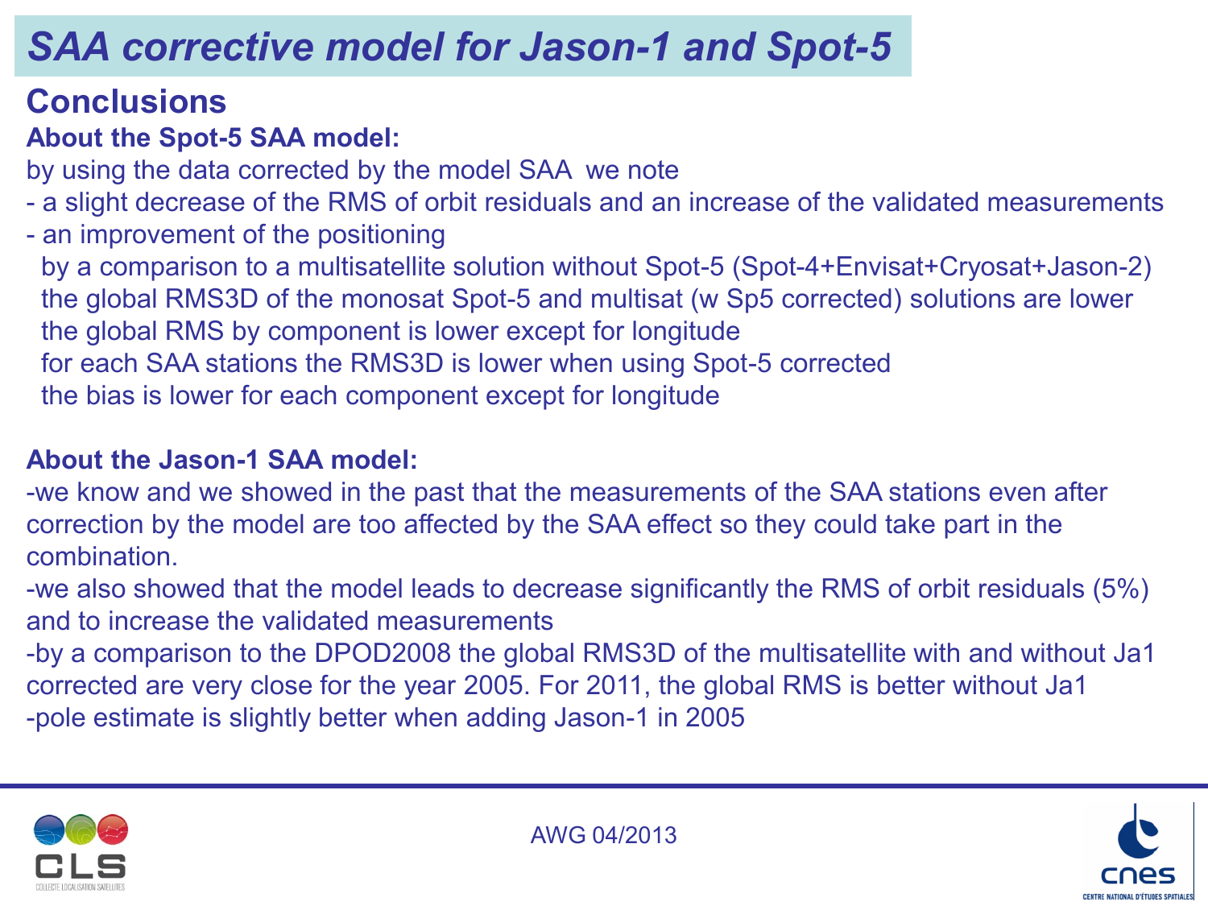# SAA corrective model for Jason-1 and Spot-5

## Conclusions

**About the Spot-5 SAA model:**

by using the data corrected by the model SAA we note

- a slight decrease of the RMS of orbit residuals and an increase of the validated measurements
- an improvement of the positioning

  by a comparison to a multisatellite solution without Spot-5 (Spot-4+Envisat+Cryosat+Jason-2)

  the global RMS3D of the monosat Spot-5 and multisat (w Sp5 corrected) solutions are lower

  the global RMS by component is lower except for longitude

  for each SAA stations the RMS3D is lower when using Spot-5 corrected

  the bias is lower for each component except for longitude

**About the Jason-1 SAA model:**

-we know and we showed in the past that the measurements of the SAA stations even after correction by the model are too affected by the SAA effect so they could take part in the combination.

-we also showed that the model leads to decrease significantly the RMS of orbit residuals (5%) and to increase the validated measurements

-by a comparison to the DPOD2008 the global RMS3D of the multisatellite with and without Ja1 corrected are very close for the year 2005. For 2011, the global RMS is better without Ja1

-pole estimate is slightly better when adding Jason-1 in 2005

AWG 04/2013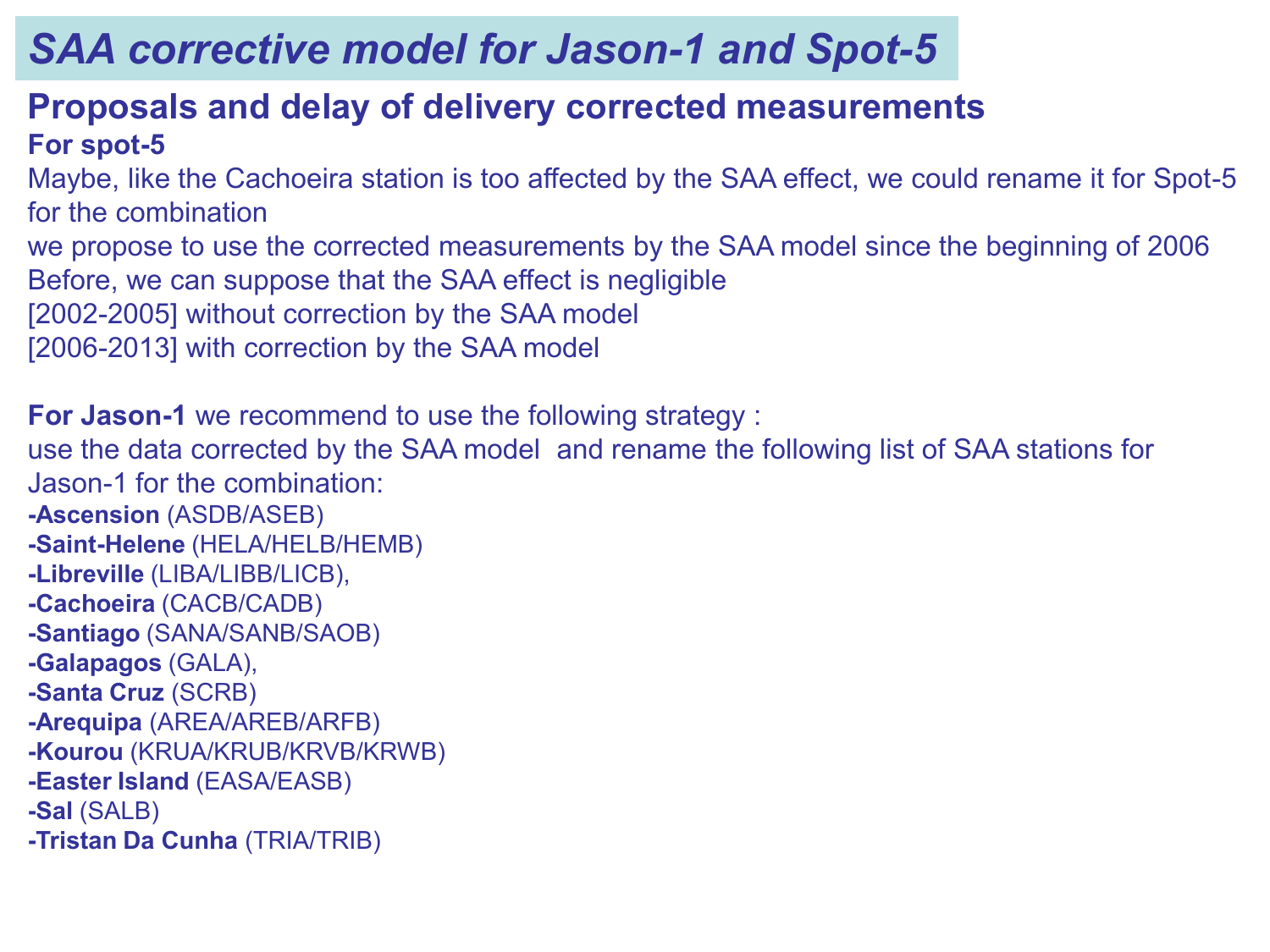# *SAA corrective model for Jason-1 and Spot-5*

## Proposals and delay of delivery corrected measurements

**For spot-5**

Maybe, like the Cachoeira station is too affected by the SAA effect, we could rename it for Spot-5 for the combination

we propose to use the corrected measurements by the SAA model since the beginning of 2006

Before, we can suppose that the SAA effect is negligible

[2002-2005] without correction by the SAA model

[2006-2013] with correction by the SAA model

**For Jason-1** we recommend to use the following strategy :

use the data corrected by the SAA model and rename the following list of SAA stations for Jason-1 for the combination:

- **Ascension** (ASDB/ASEB)
- **Saint-Helene** (HELA/HELB/HEMB)
- **Libreville** (LIBA/LIBB/LICB),
- **Cachoeira** (CACB/CADB)
- **Santiago** (SANA/SANB/SAOB)
- **Galapagos** (GALA),
- **Santa Cruz** (SCRB)
- **Arequipa** (AREA/AREB/ARFB)
- **Kourou** (KRUA/KRUB/KRVB/KRWB)
- **Easter Island** (EASA/EASB)
- **Sal** (SALB)
- **Tristan Da Cunha** (TRIA/TRIB)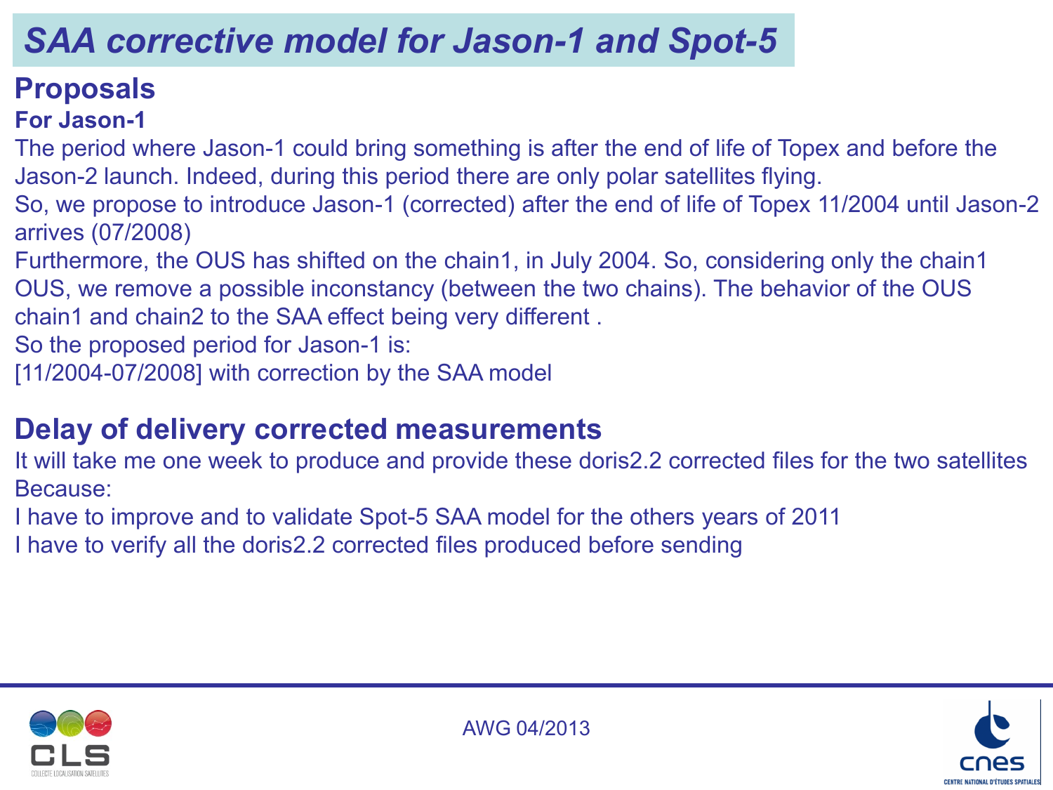# SAA corrective model for Jason-1 and Spot-5

## Proposals

### For Jason-1

The period where Jason-1 could bring something is after the end of life of Topex and before the Jason-2 launch. Indeed, during this period there are only polar satellites flying.

So, we propose to introduce Jason-1 (corrected) after the end of life of Topex 11/2004 until Jason-2 arrives (07/2008)

Furthermore, the OUS has shifted on the chain1, in July 2004. So, considering only the chain1 OUS, we remove a possible inconstancy (between the two chains). The behavior of the OUS chain1 and chain2 to the SAA effect being very different .

So the proposed period for Jason-1 is:

[11/2004-07/2008] with correction by the SAA model

## Delay of delivery corrected measurements

It will take me one week to produce and provide these doris2.2 corrected files for the two satellites Because:

I have to improve and to validate Spot-5 SAA model for the others years of 2011

I have to verify all the doris2.2 corrected files produced before sending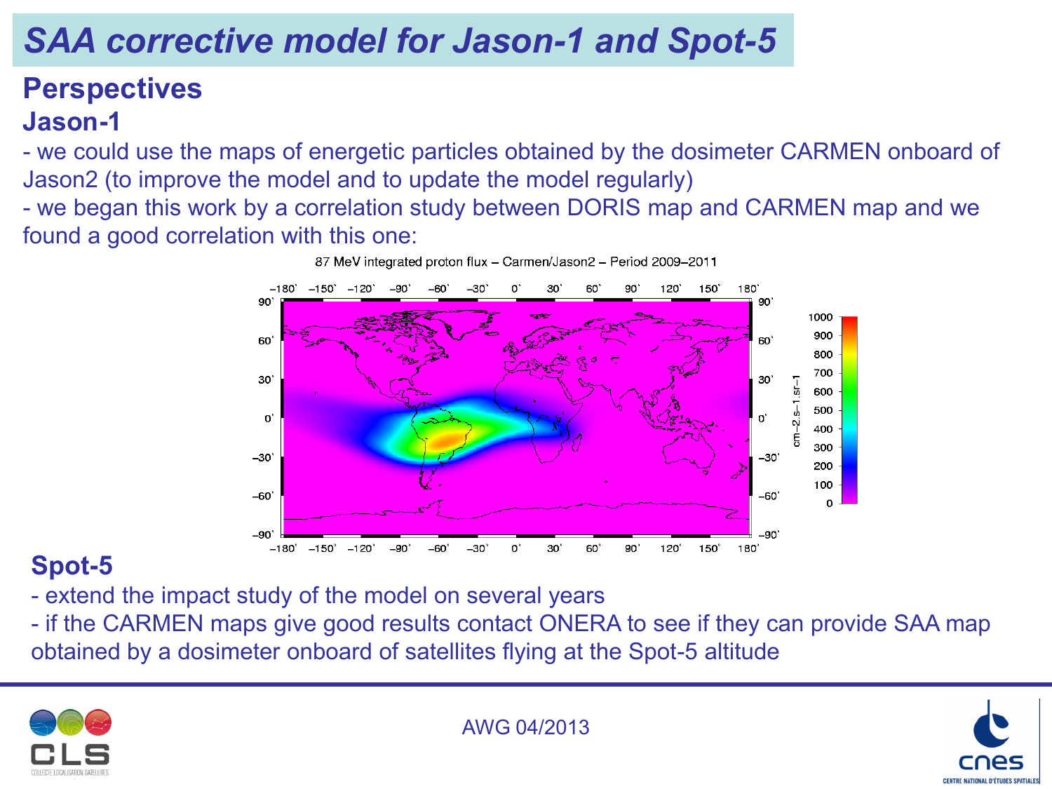# SAA corrective model for Jason-1 and Spot-5

## Perspectives

### Jason-1

- we could use the maps of energetic particles obtained by the dosimeter CARMEN onboard of Jason2 (to improve the model and to update the model regularly)
- we began this work by a correlation study between DORIS map and CARMEN map and we found a good correlation with this one:

87 MeV integrated proton flux – Carmen/Jason2 – Period 2009–2011

### Spot-5

- extend the impact study of the model on several years
- if the CARMEN maps give good results contact ONERA to see if they can provide SAA map obtained by a dosimeter onboard of satellites flying at the Spot-5 altitude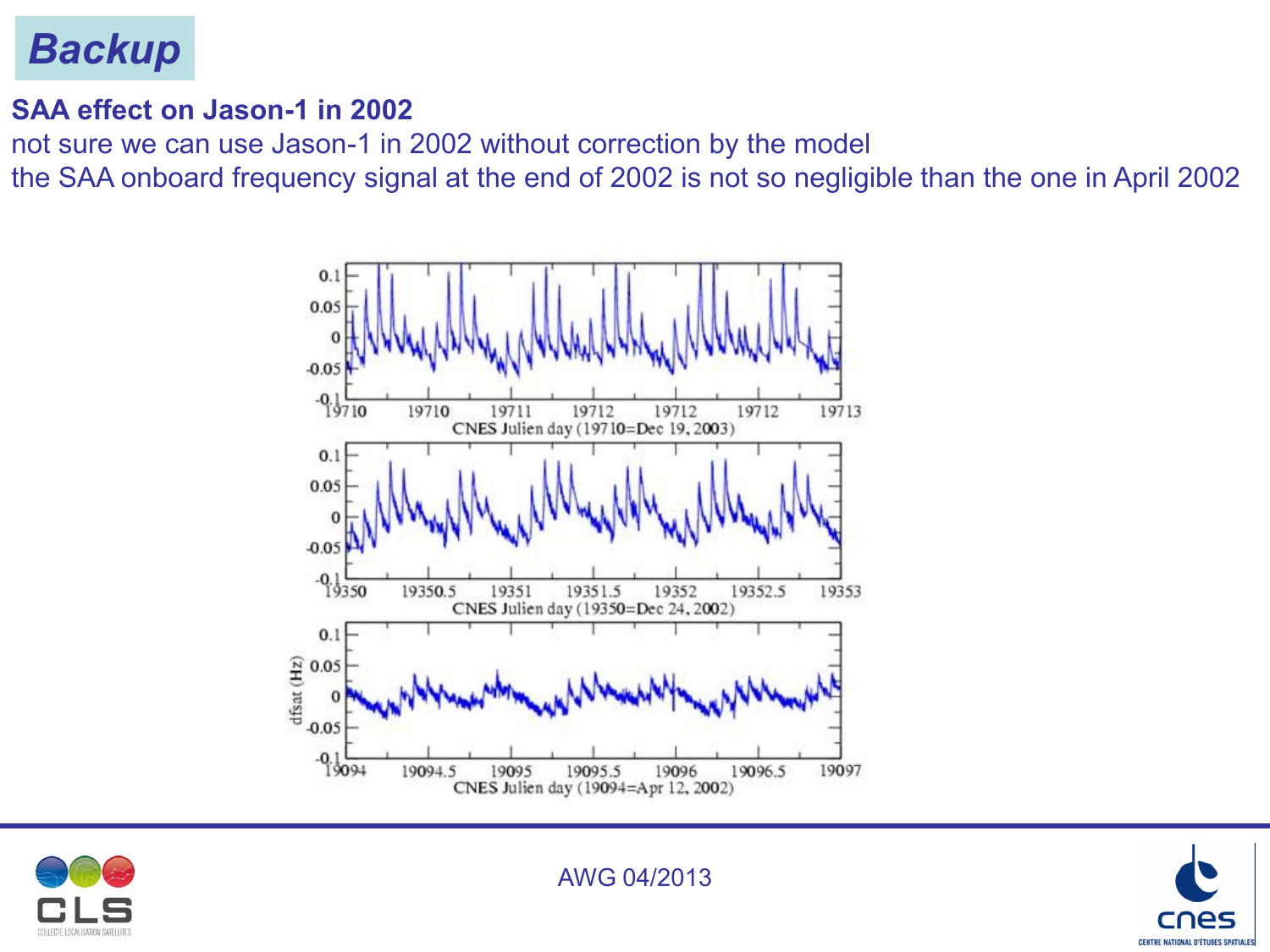# Backup

**SAA effect on Jason-1 in 2002**

not sure we can use Jason-1 in 2002 without correction by the model

the SAA onboard frequency signal at the end of 2002 is not so negligible than the one in April 2002

0.1
0.05
0
-0.05
-0.1
19710 19710 19711 19712 19712 19712 19713
CNES Julien day (19710=Dec 19, 2003)

0.1
0.05
0
-0.05
-0.1
19350 19350.5 19351 19351.5 19352 19352.5 19353
CNES Julien day (19350=Dec 24, 2002)

dfsat (Hz)
0.1
0.05
0
-0.05
-0.1
19094 19094.5 19095 19095.5 19096 19096.5 19097
CNES Julien day (19094=Apr 12, 2002)

AWG 04/2013